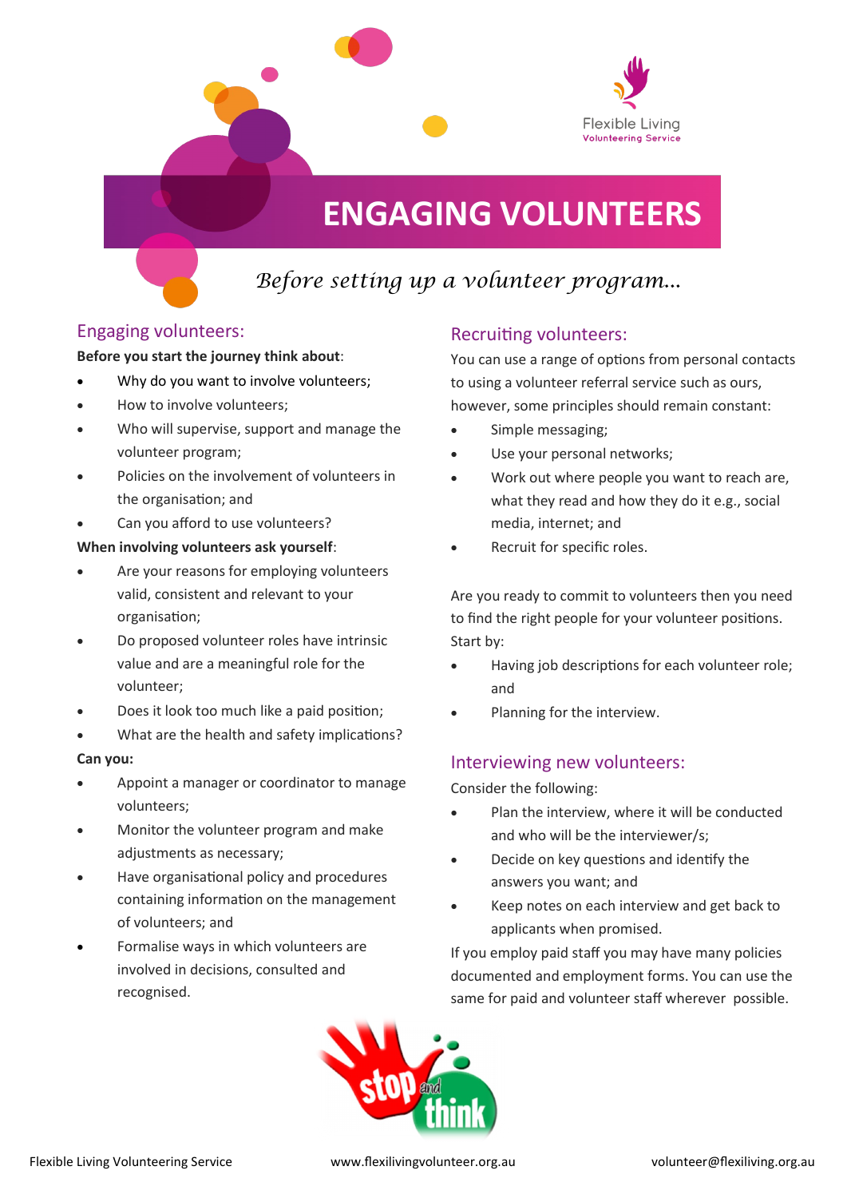# ENGAGING VOLUNTEERS

*Before setting up a volunteer program...*

## Engaging volunteers:

**Before you start the journey think about**:

- Why do you want to involve volunteers;
- How to involve volunteers;
- Who will supervise, support and manage the volunteer program;
- Policies on the involvement of volunteers in the organisation; and
- Can you afford to use volunteers?

**When involving volunteers ask yourself**:

- Are your reasons for employing volunteers valid, consistent and relevant to your organisation;
- Do proposed volunteer roles have intrinsic value and are a meaningful role for the volunteer;
- Does it look too much like a paid position;
- What are the health and safety implications?

**Can you:**

- Appoint a manager or coordinator to manage volunteers;
- Monitor the volunteer program and make adjustments as necessary;
- Have organisational policy and procedures containing information on the management of volunteers; and
- Formalise ways in which volunteers are involved in decisions, consulted and recognised.

## Recruiting volunteers:

You can use a range of options from personal contacts to using a volunteer referral service such as ours, however, some principles should remain constant:

- Simple messaging;
- Use your personal networks;
- Work out where people you want to reach are, what they read and how they do it e.g., social media, internet; and
- Recruit for specific roles.

Are you ready to commit to volunteers then you need to find the right people for your volunteer positions. Start by:

- Having job descriptions for each volunteer role; and
- Planning for the interview.

## Interviewing new volunteers:

Consider the following:

- Plan the interview, where it will be conducted and who will be the interviewer/s;
- Decide on key questions and identify the answers you want; and
- Keep notes on each interview and get back to applicants when promised.

If you employ paid staff you may have many policies documented and employment forms. You can use the same for paid and volunteer staff wherever possible.

Flexible Living Volunteering Service www.flexilivingvolunteer.org.au volunteer@flexiliving.org.au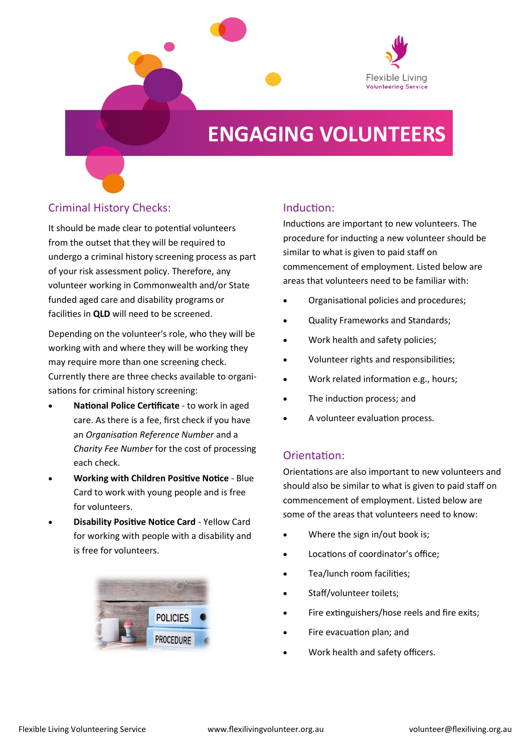# ENGAGING VOLUNTEERS

## Criminal History Checks:

It should be made clear to potential volunteers from the outset that they will be required to undergo a criminal history screening process as part of your risk assessment policy. Therefore, any volunteer working in Commonwealth and/or State funded aged care and disability programs or facilities in **QLD** will need to be screened.

Depending on the volunteer's role, who they will be working with and where they will be working they may require more than one screening check. Currently there are three checks available to organisations for criminal history screening:

- **National Police Certificate** - to work in aged care. As there is a fee, first check if you have an *Organisation Reference Number* and a *Charity Fee Number* for the cost of processing each check.
- **Working with Children Positive Notice** - Blue Card to work with young people and is free for volunteers.
- **Disability Positive Notice Card** - Yellow Card for working with people with a disability and is free for volunteers.

## Induction:

Inductions are important to new volunteers. The procedure for inducting a new volunteer should be similar to what is given to paid staff on commencement of employment. Listed below are areas that volunteers need to be familiar with:

- Organisational policies and procedures;
- Quality Frameworks and Standards;
- Work health and safety policies;
- Volunteer rights and responsibilities;
- Work related information e.g., hours;
- The induction process; and
- A volunteer evaluation process.

## Orientation:

Orientations are also important to new volunteers and should also be similar to what is given to paid staff on commencement of employment. Listed below are some of the areas that volunteers need to know:

- Where the sign in/out book is;
- Locations of coordinator's office;
- Tea/lunch room facilities;
- Staff/volunteer toilets;
- Fire extinguishers/hose reels and fire exits;
- Fire evacuation plan; and
- Work health and safety officers.